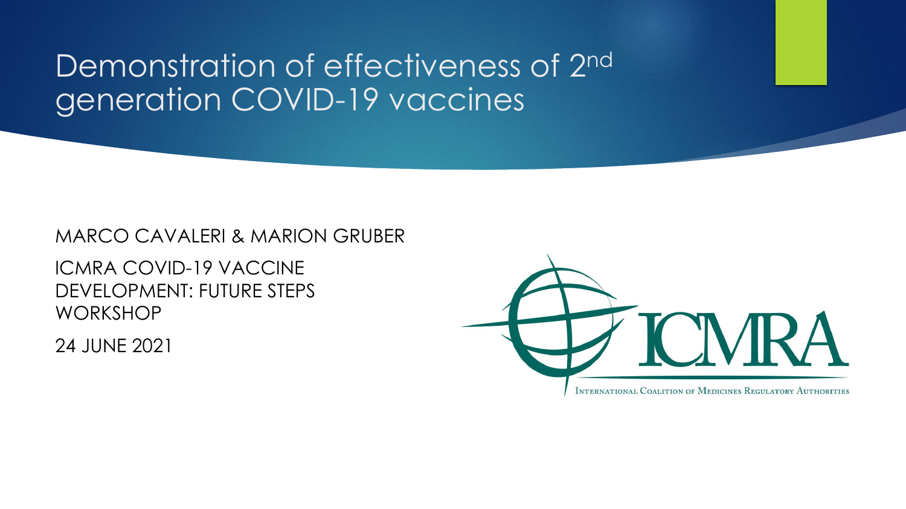# Demonstration of effectiveness of 2$^{nd}$ generation COVID-19 vaccines

MARCO CAVALERI & MARION GRUBER

ICMRA COVID-19 VACCINE DEVELOPMENT: FUTURE STEPS WORKSHOP

24 JUNE 2021

ICMRA

INTERNATIONAL COALITION OF MEDICINES REGULATORY AUTHORITIES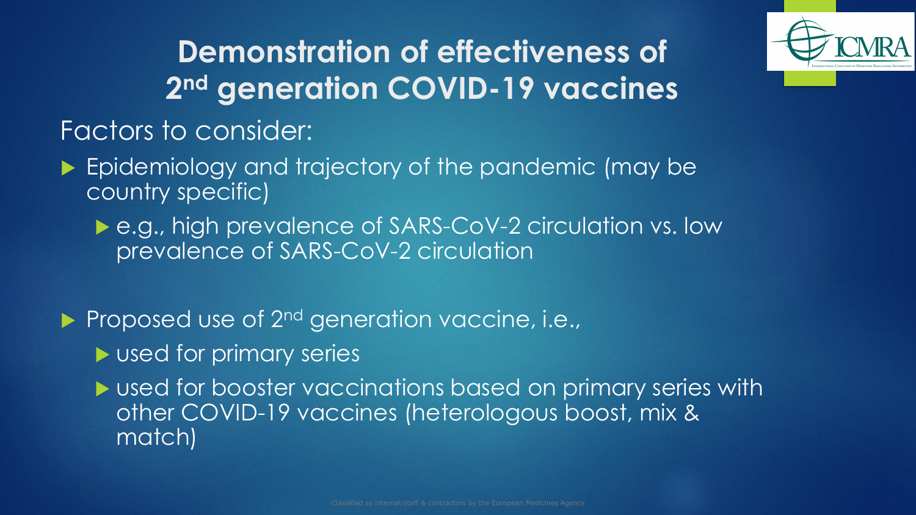# Demonstration of effectiveness of 2nd generation COVID-19 vaccines

Factors to consider:

- Epidemiology and trajectory of the pandemic (may be country specific)
  - e.g., high prevalence of SARS-CoV-2 circulation vs. low prevalence of SARS-CoV-2 circulation
- Proposed use of 2nd generation vaccine, i.e.,
  - used for primary series
  - used for booster vaccinations based on primary series with other COVID-19 vaccines (heterologous boost, mix & match)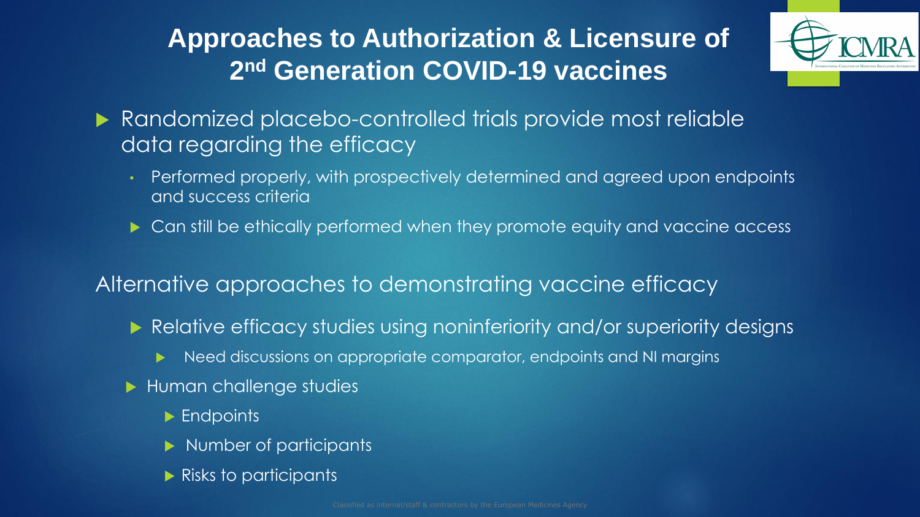# Approaches to Authorization & Licensure of 2nd Generation COVID-19 vaccines

- Randomized placebo-controlled trials provide most reliable data regarding the efficacy
  - Performed properly, with prospectively determined and agreed upon endpoints and success criteria
  - Can still be ethically performed when they promote equity and vaccine access

Alternative approaches to demonstrating vaccine efficacy

- Relative efficacy studies using noninferiority and/or superiority designs
  - Need discussions on appropriate comparator, endpoints and NI margins
- Human challenge studies
  - Endpoints
  - Number of participants
  - Risks to participants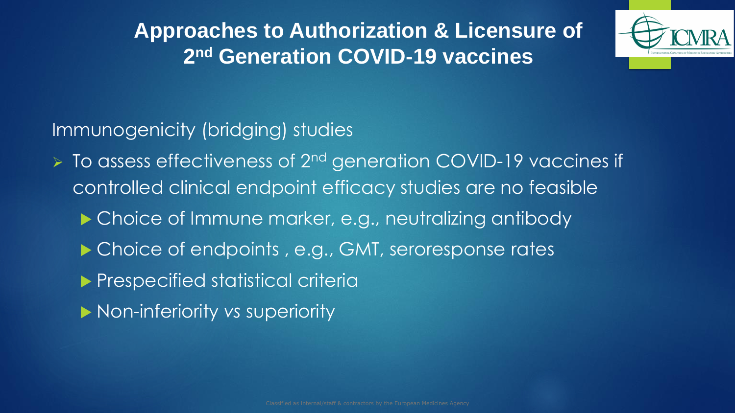# Approaches to Authorization & Licensure of 2nd Generation COVID-19 vaccines

Immunogenicity (bridging) studies

- To assess effectiveness of 2nd generation COVID-19 vaccines if controlled clinical endpoint efficacy studies are no feasible
  - Choice of Immune marker, e.g., neutralizing antibody
  - Choice of endpoints , e.g., GMT, seroresponse rates
  - Prespecified statistical criteria
  - Non-inferiority *vs* superiority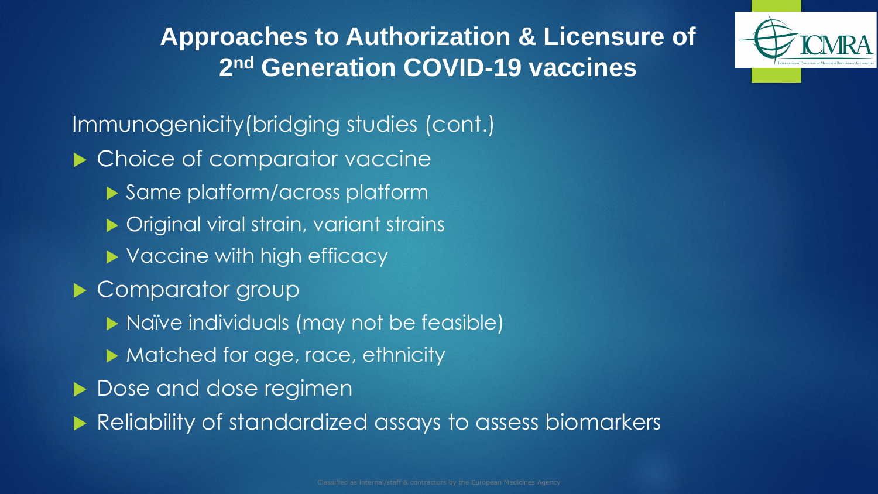# Approaches to Authorization & Licensure of 2nd Generation COVID-19 vaccines

Immunogenicity(bridging studies (cont.)

- Choice of comparator vaccine
  - Same platform/across platform
  - Original viral strain, variant strains
  - Vaccine with high efficacy
- Comparator group
  - Naïve individuals (may not be feasible)
  - Matched for age, race, ethnicity
- Dose and dose regimen
- Reliability of standardized assays to assess biomarkers